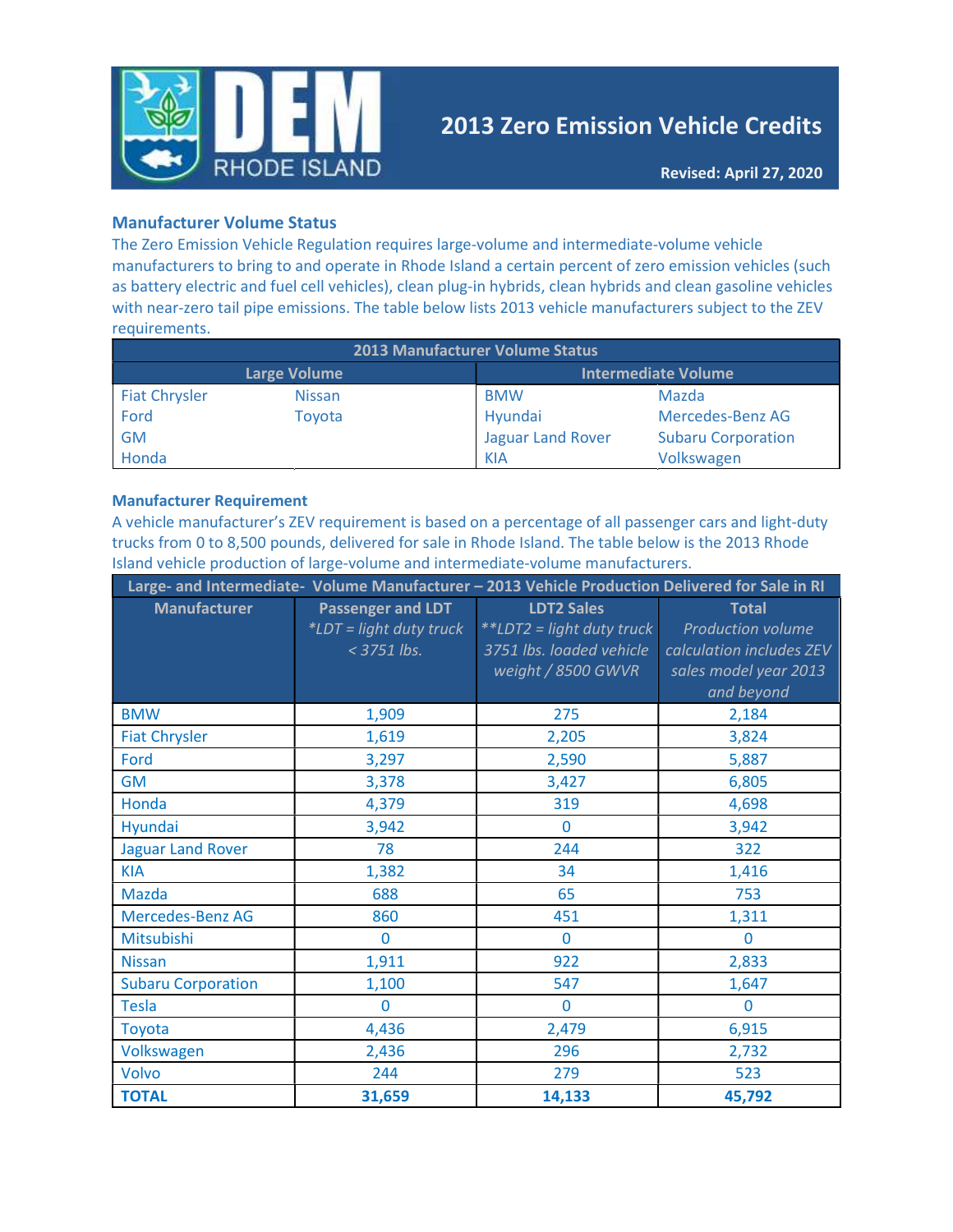DEM RHODE ISLAND

# 2013 Zero Emission Vehicle Credits

**Revised: April 27, 2020**

## Manufacturer Volume Status

The Zero Emission Vehicle Regulation requires large-volume and intermediate-volume vehicle manufacturers to bring to and operate in Rhode Island a certain percent of zero emission vehicles (such as battery electric and fuel cell vehicles), clean plug-in hybrids, clean hybrids and clean gasoline vehicles with near-zero tail pipe emissions. The table below lists 2013 vehicle manufacturers subject to the ZEV requirements.

| 2013 Manufacturer Volume Status | | | |
|---|---|---|---|
| Large Volume | | Intermediate Volume | |
| Fiat Chrysler | Nissan | BMW | Mazda |
| Ford | Toyota | Hyundai | Mercedes-Benz AG |
| GM | | Jaguar Land Rover | Subaru Corporation |
| Honda | | KIA | Volkswagen |

## Manufacturer Requirement

A vehicle manufacturer's ZEV requirement is based on a percentage of all passenger cars and light-duty trucks from 0 to 8,500 pounds, delivered for sale in Rhode Island. The table below is the 2013 Rhode Island vehicle production of large-volume and intermediate-volume manufacturers.

| Large- and Intermediate- Volume Manufacturer – 2013 Vehicle Production Delivered for Sale in RI | | | |
|---|---|---|---|
| Manufacturer | Passenger and LDT *\*LDT = light duty truck < 3751 lbs.* | LDT2 Sales *\*\*LDT2 = light duty truck 3751 lbs. loaded vehicle weight / 8500 GWVR* | Total *Production volume calculation includes ZEV sales model year 2013 and beyond* |
| BMW | 1,909 | 275 | 2,184 |
| Fiat Chrysler | 1,619 | 2,205 | 3,824 |
| Ford | 3,297 | 2,590 | 5,887 |
| GM | 3,378 | 3,427 | 6,805 |
| Honda | 4,379 | 319 | 4,698 |
| Hyundai | 3,942 | 0 | 3,942 |
| Jaguar Land Rover | 78 | 244 | 322 |
| KIA | 1,382 | 34 | 1,416 |
| Mazda | 688 | 65 | 753 |
| Mercedes-Benz AG | 860 | 451 | 1,311 |
| Mitsubishi | 0 | 0 | 0 |
| Nissan | 1,911 | 922 | 2,833 |
| Subaru Corporation | 1,100 | 547 | 1,647 |
| Tesla | 0 | 0 | 0 |
| Toyota | 4,436 | 2,479 | 6,915 |
| Volkswagen | 2,436 | 296 | 2,732 |
| Volvo | 244 | 279 | 523 |
| **TOTAL** | **31,659** | **14,133** | **45,792** |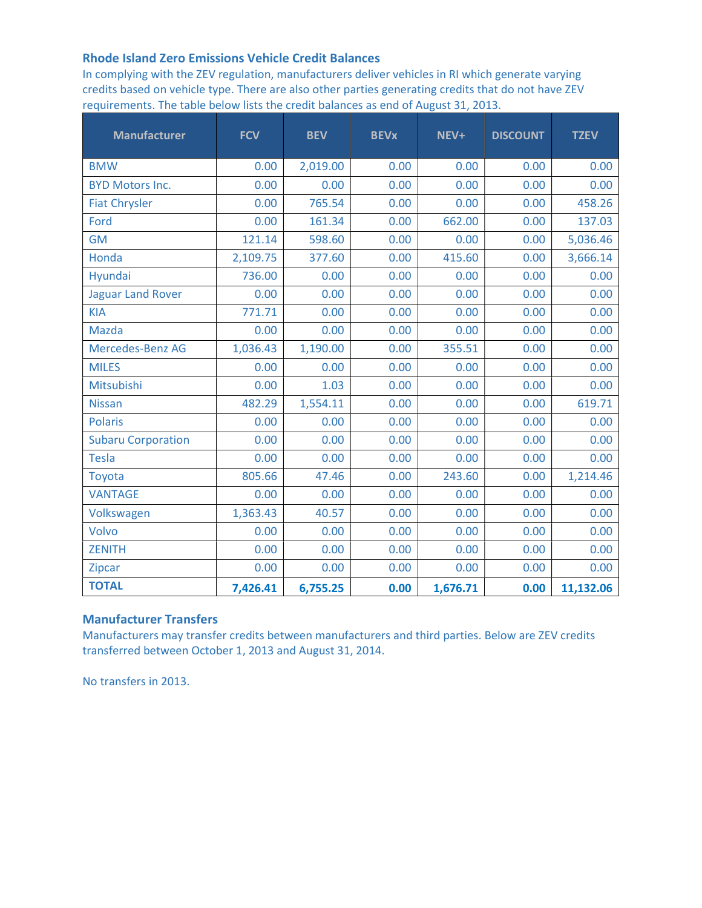## Rhode Island Zero Emissions Vehicle Credit Balances

In complying with the ZEV regulation, manufacturers deliver vehicles in RI which generate varying credits based on vehicle type. There are also other parties generating credits that do not have ZEV requirements. The table below lists the credit balances as end of August 31, 2013.

| Manufacturer | FCV | BEV | BEVx | NEV+ | DISCOUNT | TZEV |
|---|---|---|---|---|---|---|
| BMW | 0.00 | 2,019.00 | 0.00 | 0.00 | 0.00 | 0.00 |
| BYD Motors Inc. | 0.00 | 0.00 | 0.00 | 0.00 | 0.00 | 0.00 |
| Fiat Chrysler | 0.00 | 765.54 | 0.00 | 0.00 | 0.00 | 458.26 |
| Ford | 0.00 | 161.34 | 0.00 | 662.00 | 0.00 | 137.03 |
| GM | 121.14 | 598.60 | 0.00 | 0.00 | 0.00 | 5,036.46 |
| Honda | 2,109.75 | 377.60 | 0.00 | 415.60 | 0.00 | 3,666.14 |
| Hyundai | 736.00 | 0.00 | 0.00 | 0.00 | 0.00 | 0.00 |
| Jaguar Land Rover | 0.00 | 0.00 | 0.00 | 0.00 | 0.00 | 0.00 |
| KIA | 771.71 | 0.00 | 0.00 | 0.00 | 0.00 | 0.00 |
| Mazda | 0.00 | 0.00 | 0.00 | 0.00 | 0.00 | 0.00 |
| Mercedes-Benz AG | 1,036.43 | 1,190.00 | 0.00 | 355.51 | 0.00 | 0.00 |
| MILES | 0.00 | 0.00 | 0.00 | 0.00 | 0.00 | 0.00 |
| Mitsubishi | 0.00 | 1.03 | 0.00 | 0.00 | 0.00 | 0.00 |
| Nissan | 482.29 | 1,554.11 | 0.00 | 0.00 | 0.00 | 619.71 |
| Polaris | 0.00 | 0.00 | 0.00 | 0.00 | 0.00 | 0.00 |
| Subaru Corporation | 0.00 | 0.00 | 0.00 | 0.00 | 0.00 | 0.00 |
| Tesla | 0.00 | 0.00 | 0.00 | 0.00 | 0.00 | 0.00 |
| Toyota | 805.66 | 47.46 | 0.00 | 243.60 | 0.00 | 1,214.46 |
| VANTAGE | 0.00 | 0.00 | 0.00 | 0.00 | 0.00 | 0.00 |
| Volkswagen | 1,363.43 | 40.57 | 0.00 | 0.00 | 0.00 | 0.00 |
| Volvo | 0.00 | 0.00 | 0.00 | 0.00 | 0.00 | 0.00 |
| ZENITH | 0.00 | 0.00 | 0.00 | 0.00 | 0.00 | 0.00 |
| Zipcar | 0.00 | 0.00 | 0.00 | 0.00 | 0.00 | 0.00 |
| **TOTAL** | **7,426.41** | **6,755.25** | **0.00** | **1,676.71** | **0.00** | **11,132.06** |

## Manufacturer Transfers

Manufacturers may transfer credits between manufacturers and third parties. Below are ZEV credits transferred between October 1, 2013 and August 31, 2014.

No transfers in 2013.